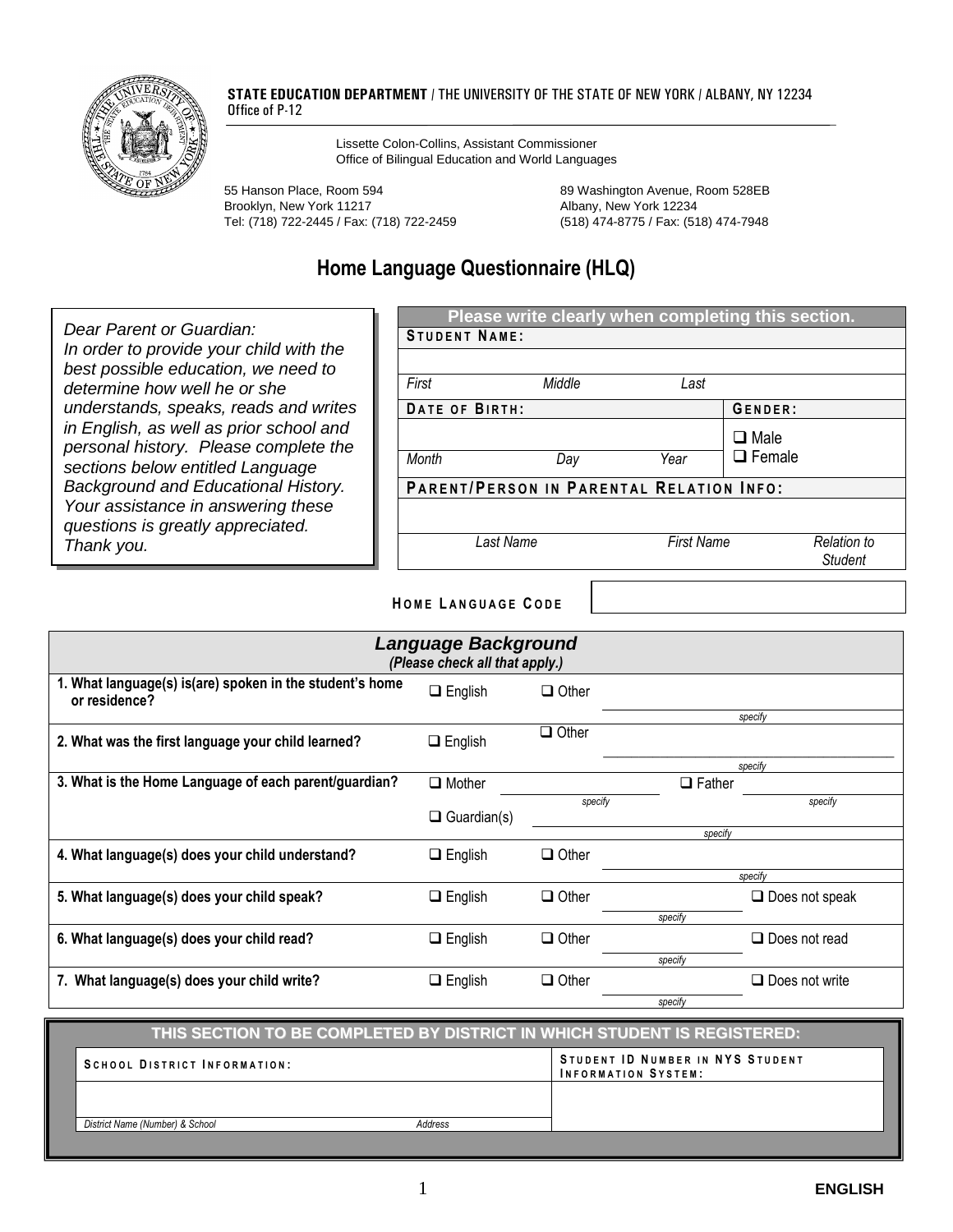**STATE EDUCATION DEPARTMENT** / THE UNIVERSITY OF THE STATE OF NEW YORK / ALBANY, NY 12234
Office of P-12

Lissette Colon-Collins, Assistant Commissioner
Office of Bilingual Education and World Languages

55 Hanson Place, Room 594
Brooklyn, New York 11217
Tel: (718) 722-2445 / Fax: (718) 722-2459

89 Washington Avenue, Room 528EB
Albany, New York 12234
(518) 474-8775 / Fax: (518) 474-7948

# Home Language Questionnaire (HLQ)

*Dear Parent or Guardian:*
*In order to provide your child with the best possible education, we need to determine how well he or she understands, speaks, reads and writes in English, as well as prior school and personal history. Please complete the sections below entitled Language Background and Educational History. Your assistance in answering these questions is greatly appreciated. Thank you.*

**Please write clearly when completing this section.**

| **STUDENT NAME:** | | | |
|---|---|---|---|
| | | | |
| *First* | *Middle* | *Last* | |
| **DATE OF BIRTH:** | | | **GENDER:** |
| | | | ❑ Male<br>❑ Female |
| *Month* | *Day* | *Year* | |
| **PARENT/PERSON IN PARENTAL RELATION INFO:** | | | |
| | | | |
| *Last Name* | | *First Name* | *Relation to Student* |

**HOME LANGUAGE CODE** ____________

## *Language Background*
***(Please check all that apply.)***

| Question | | | |
|---|---|---|---|
| **1. What language(s) is(are) spoken in the student's home or residence?** | ❑ English | ❑ Other | ____________ *specify* |
| **2. What was the first language your child learned?** | ❑ English | ❑ Other | ____________ *specify* |
| **3. What is the Home Language of each parent/guardian?** | ❑ Mother ____________ *specify*<br>❑ Guardian(s) ____________ *specify* | | ❑ Father ____________ *specify* |
| **4. What language(s) does your child understand?** | ❑ English | ❑ Other | ____________ *specify* |
| **5. What language(s) does your child speak?** | ❑ English | ❑ Other ____________ *specify* | ❑ Does not speak |
| **6. What language(s) does your child read?** | ❑ English | ❑ Other ____________ *specify* | ❑ Does not read |
| **7. What language(s) does your child write?** | ❑ English | ❑ Other ____________ *specify* | ❑ Does not write |

**THIS SECTION TO BE COMPLETED BY DISTRICT IN WHICH STUDENT IS REGISTERED:**

| **SCHOOL DISTRICT INFORMATION:** | | **STUDENT ID NUMBER IN NYS STUDENT INFORMATION SYSTEM:** |
|---|---|---|
| | | |
| *District Name (Number) & School* | *Address* | |

**ENGLISH**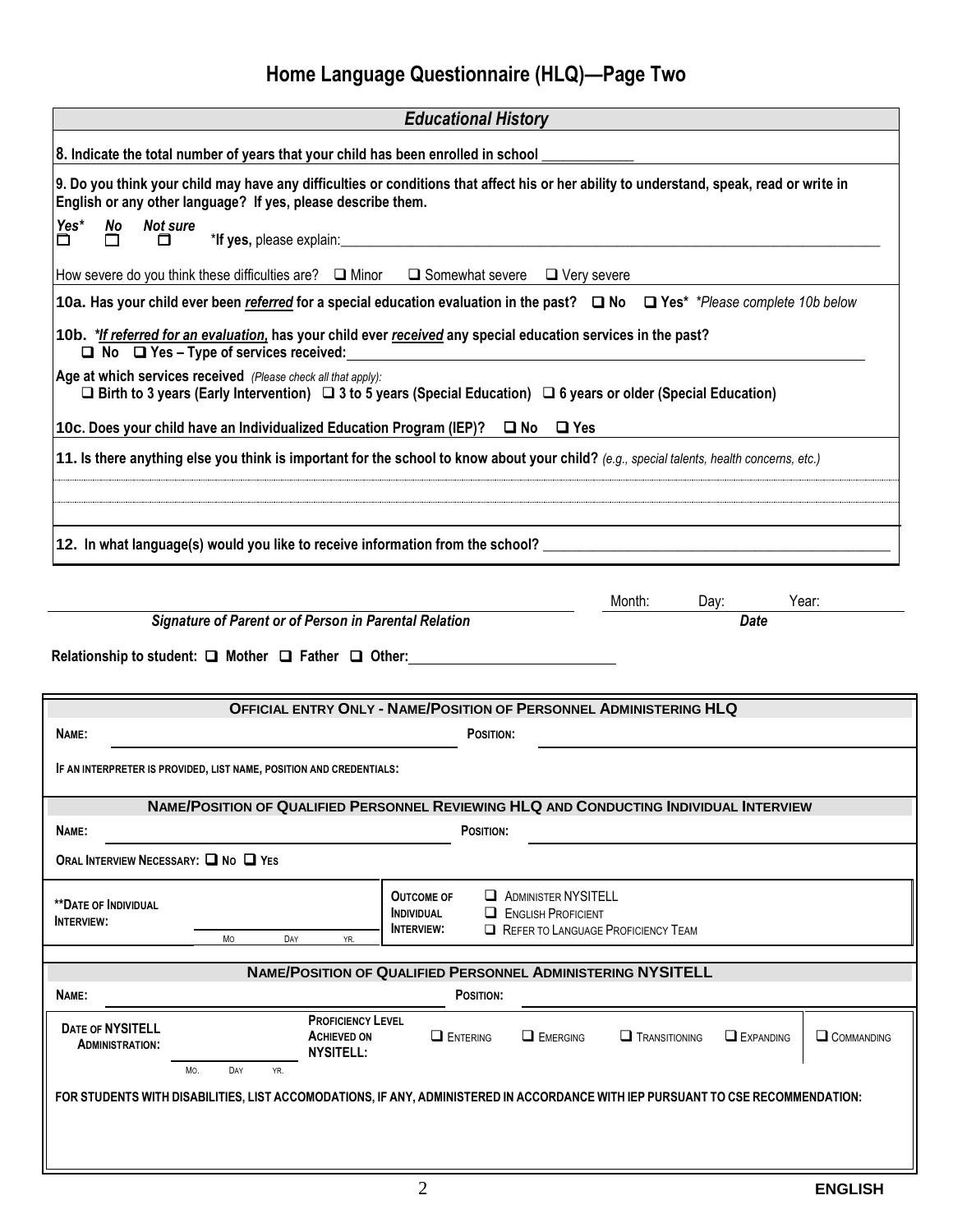# Home Language Questionnaire (HLQ)—Page Two

## *Educational History*

**8. Indicate the total number of years that your child has been enrolled in school** ____________

**9. Do you think your child may have any difficulties or conditions that affect his or her ability to understand, speak, read or write in English or any other language? If yes, please describe them.**

*Yes** ☐ *No* ☐ *Not sure* ☐ ***If yes,** please explain:________________________________________________

How severe do you think these difficulties are? ☐ Minor ☐ Somewhat severe ☐ Very severe

**10a. Has your child ever been *referred* for a special education evaluation in the past?** ☐ **No** ☐ **Yes*** *\*Please complete 10b below*

**10b.** ***\*If referred for an evaluation,*** **has your child ever *received* any special education services in the past?**
☐ **No** ☐ **Yes – Type of services received:**________________________________________________

**Age at which services received** *(Please check all that apply):*
☐ **Birth to 3 years (Early Intervention)** ☐ **3 to 5 years (Special Education)** ☐ **6 years or older (Special Education)**

**10c. Does your child have an Individualized Education Program (IEP)?** ☐ **No** ☐ **Yes**

**11. Is there anything else you think is important for the school to know about your child?** *(e.g., special talents, health concerns, etc.)*

**12. In what language(s) would you like to receive information from the school?** ________________________________________________

________________________________________________ Month: Day: Year:

***Signature of Parent or of Person in Parental Relation*** ***Date***

**Relationship to student:** ☐ **Mother** ☐ **Father** ☐ **Other:**____________________________

---

### OFFICIAL ENTRY ONLY - NAME/POSITION OF PERSONNEL ADMINISTERING HLQ

**NAME:** ____________________ **POSITION:** ____________________

**IF AN INTERPRETER IS PROVIDED, LIST NAME, POSITION AND CREDENTIALS:**

### NAME/POSITION OF QUALIFIED PERSONNEL REVIEWING HLQ AND CONDUCTING INDIVIDUAL INTERVIEW

**NAME:** ____________________ **POSITION:** ____________________

**ORAL INTERVIEW NECESSARY:** ☐ **NO** ☐ **YES**

**\*\*DATE OF INDIVIDUAL INTERVIEW:** ________ MO DAY YR.

**OUTCOME OF INDIVIDUAL INTERVIEW:** ☐ ADMINISTER NYSITELL ☐ ENGLISH PROFICIENT ☐ REFER TO LANGUAGE PROFICIENCY TEAM

### NAME/POSITION OF QUALIFIED PERSONNEL ADMINISTERING NYSITELL

**NAME:** ____________________ **POSITION:** ____________________

**DATE OF NYSITELL ADMINISTRATION:** ________ MO. DAY YR.

**PROFICIENCY LEVEL ACHIEVED ON NYSITELL:** ☐ ENTERING ☐ EMERGING ☐ TRANSITIONING ☐ EXPANDING ☐ COMMANDING

**FOR STUDENTS WITH DISABILITIES, LIST ACCOMODATIONS, IF ANY, ADMINISTERED IN ACCORDANCE WITH IEP PURSUANT TO CSE RECOMMENDATION:**

**ENGLISH**